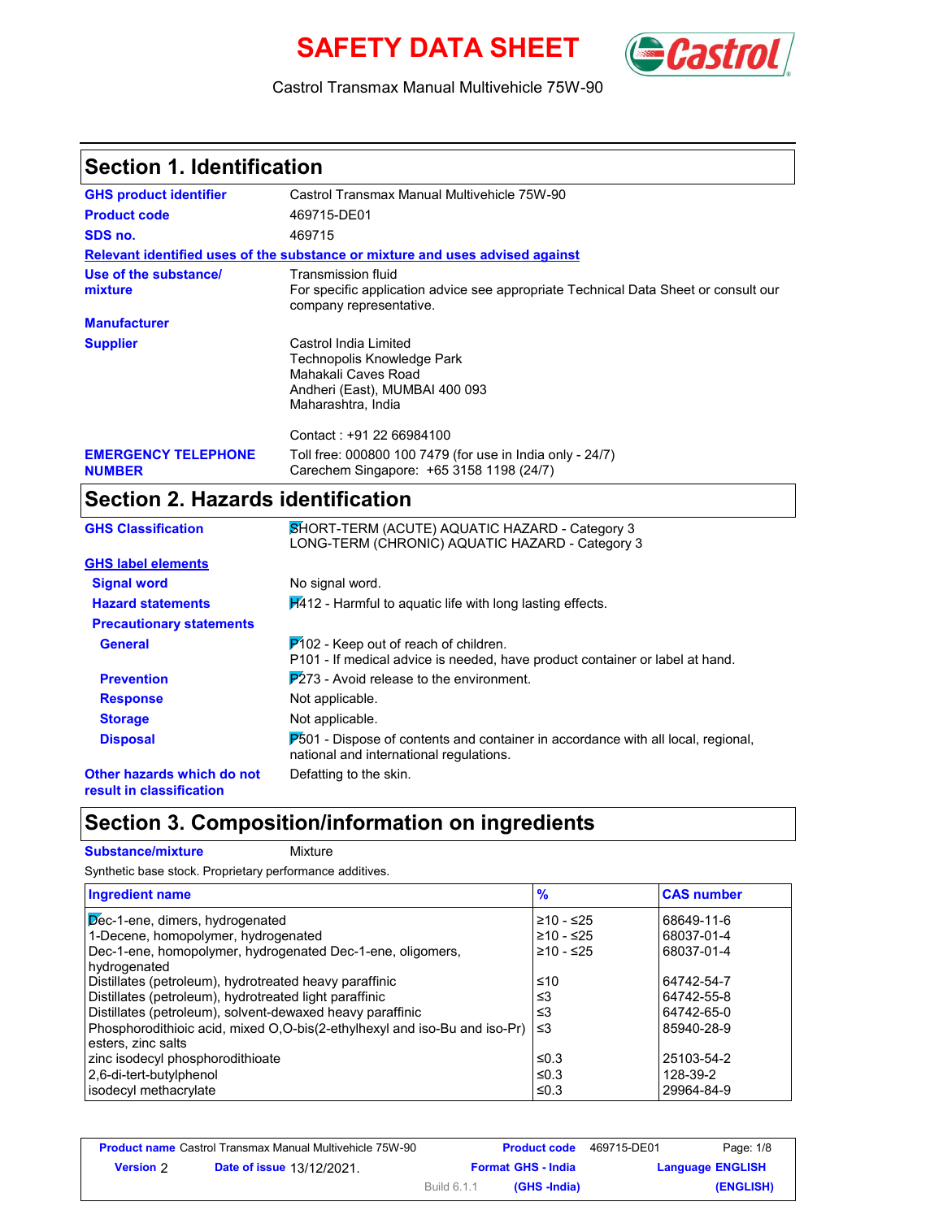# SAFETY DATA SHEET

Castrol Transmax Manual Multivehicle 75W-90

## Section 1. Identification

**GHS product identifier**: Castrol Transmax Manual Multivehicle 75W-90

**Product code**: 469715-DE01

**SDS no.**: 469715

**Relevant identified uses of the substance or mixture and uses advised against**

**Use of the substance/ mixture**: Transmission fluid
For specific application advice see appropriate Technical Data Sheet or consult our company representative.

**Manufacturer**

**Supplier**: Castrol India Limited
Technopolis Knowledge Park
Mahakali Caves Road
Andheri (East), MUMBAI 400 093
Maharashtra, India

Contact : +91 22 66984100

**EMERGENCY TELEPHONE NUMBER**: Toll free: 000800 100 7479 (for use in India only - 24/7)
Carechem Singapore: +65 3158 1198 (24/7)

## Section 2. Hazards identification

**GHS Classification**: SHORT-TERM (ACUTE) AQUATIC HAZARD - Category 3
LONG-TERM (CHRONIC) AQUATIC HAZARD - Category 3

**GHS label elements**

**Signal word**: No signal word.

**Hazard statements**: H412 - Harmful to aquatic life with long lasting effects.

**Precautionary statements**

**General**: P102 - Keep out of reach of children.
P101 - If medical advice is needed, have product container or label at hand.

**Prevention**: P273 - Avoid release to the environment.

**Response**: Not applicable.

**Storage**: Not applicable.

**Disposal**: P501 - Dispose of contents and container in accordance with all local, regional, national and international regulations.

**Other hazards which do not result in classification**: Defatting to the skin.

## Section 3. Composition/information on ingredients

**Substance/mixture**: Mixture

Synthetic base stock. Proprietary performance additives.

| Ingredient name | % | CAS number |
|---|---|---|
| Dec-1-ene, dimers, hydrogenated | ≥10 - ≤25 | 68649-11-6 |
| 1-Decene, homopolymer, hydrogenated | ≥10 - ≤25 | 68037-01-4 |
| Dec-1-ene, homopolymer, hydrogenated Dec-1-ene, oligomers, hydrogenated | ≥10 - ≤25 | 68037-01-4 |
| Distillates (petroleum), hydrotreated heavy paraffinic | ≤10 | 64742-54-7 |
| Distillates (petroleum), hydrotreated light paraffinic | ≤3 | 64742-55-8 |
| Distillates (petroleum), solvent-dewaxed heavy paraffinic | ≤3 | 64742-65-0 |
| Phosphorodithioic acid, mixed O,O-bis(2-ethylhexyl and iso-Bu and iso-Pr) esters, zinc salts | ≤3 | 85940-28-9 |
| zinc isodecyl phosphorodithioate | ≤0.3 | 25103-54-2 |
| 2,6-di-tert-butylphenol | ≤0.3 | 128-39-2 |
| isodecyl methacrylate | ≤0.3 | 29964-84-9 |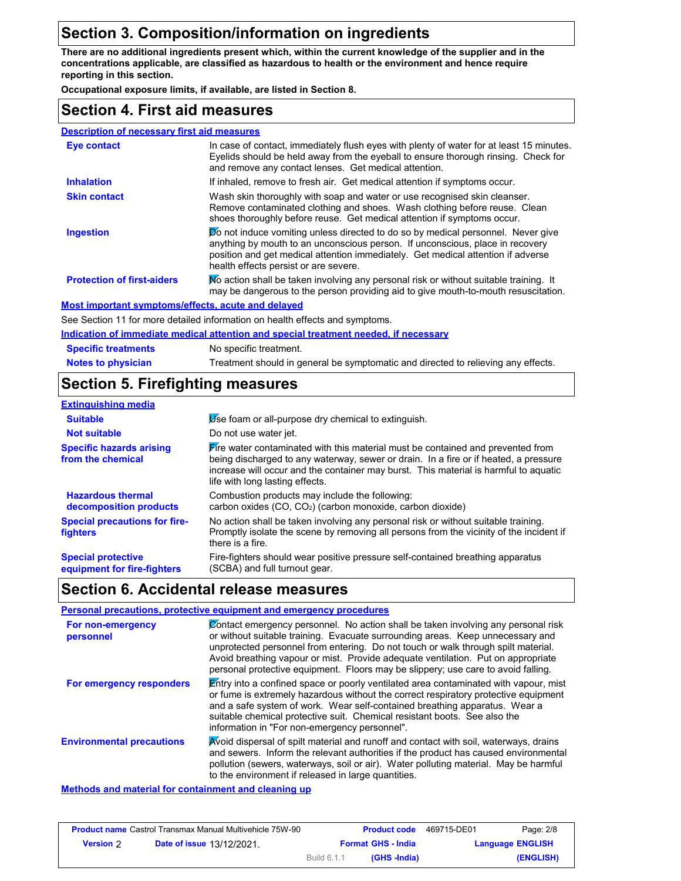## Section 3. Composition/information on ingredients

**There are no additional ingredients present which, within the current knowledge of the supplier and in the concentrations applicable, are classified as hazardous to health or the environment and hence require reporting in this section.**

**Occupational exposure limits, if available, are listed in Section 8.**

## Section 4. First aid measures

**Description of necessary first aid measures**

| | |
|---|---|
| **Eye contact** | In case of contact, immediately flush eyes with plenty of water for at least 15 minutes. Eyelids should be held away from the eyeball to ensure thorough rinsing. Check for and remove any contact lenses. Get medical attention. |
| **Inhalation** | If inhaled, remove to fresh air. Get medical attention if symptoms occur. |
| **Skin contact** | Wash skin thoroughly with soap and water or use recognised skin cleanser. Remove contaminated clothing and shoes. Wash clothing before reuse. Clean shoes thoroughly before reuse. Get medical attention if symptoms occur. |
| **Ingestion** | Do not induce vomiting unless directed to do so by medical personnel. Never give anything by mouth to an unconscious person. If unconscious, place in recovery position and get medical attention immediately. Get medical attention if adverse health effects persist or are severe. |
| **Protection of first-aiders** | No action shall be taken involving any personal risk or without suitable training. It may be dangerous to the person providing aid to give mouth-to-mouth resuscitation. |

**Most important symptoms/effects, acute and delayed**

See Section 11 for more detailed information on health effects and symptoms.

**Indication of immediate medical attention and special treatment needed, if necessary**

| | |
|---|---|
| **Specific treatments** | No specific treatment. |
| **Notes to physician** | Treatment should in general be symptomatic and directed to relieving any effects. |

## Section 5. Firefighting measures

**Extinguishing media**

| | |
|---|---|
| **Suitable** | Use foam or all-purpose dry chemical to extinguish. |
| **Not suitable** | Do not use water jet. |
| **Specific hazards arising from the chemical** | Fire water contaminated with this material must be contained and prevented from being discharged to any waterway, sewer or drain. In a fire or if heated, a pressure increase will occur and the container may burst. This material is harmful to aquatic life with long lasting effects. |
| **Hazardous thermal decomposition products** | Combustion products may include the following: carbon oxides (CO, $CO_2$) (carbon monoxide, carbon dioxide) |
| **Special precautions for fire-fighters** | No action shall be taken involving any personal risk or without suitable training. Promptly isolate the scene by removing all persons from the vicinity of the incident if there is a fire. |
| **Special protective equipment for fire-fighters** | Fire-fighters should wear positive pressure self-contained breathing apparatus (SCBA) and full turnout gear. |

## Section 6. Accidental release measures

**Personal precautions, protective equipment and emergency procedures**

| | |
|---|---|
| **For non-emergency personnel** | Contact emergency personnel. No action shall be taken involving any personal risk or without suitable training. Evacuate surrounding areas. Keep unnecessary and unprotected personnel from entering. Do not touch or walk through spilt material. Avoid breathing vapour or mist. Provide adequate ventilation. Put on appropriate personal protective equipment. Floors may be slippery; use care to avoid falling. |
| **For emergency responders** | Entry into a confined space or poorly ventilated area contaminated with vapour, mist or fume is extremely hazardous without the correct respiratory protective equipment and a safe system of work. Wear self-contained breathing apparatus. Wear a suitable chemical protective suit. Chemical resistant boots. See also the information in "For non-emergency personnel". |
| **Environmental precautions** | Avoid dispersal of spilt material and runoff and contact with soil, waterways, drains and sewers. Inform the relevant authorities if the product has caused environmental pollution (sewers, waterways, soil or air). Water polluting material. May be harmful to the environment if released in large quantities. |

**Methods and material for containment and cleaning up**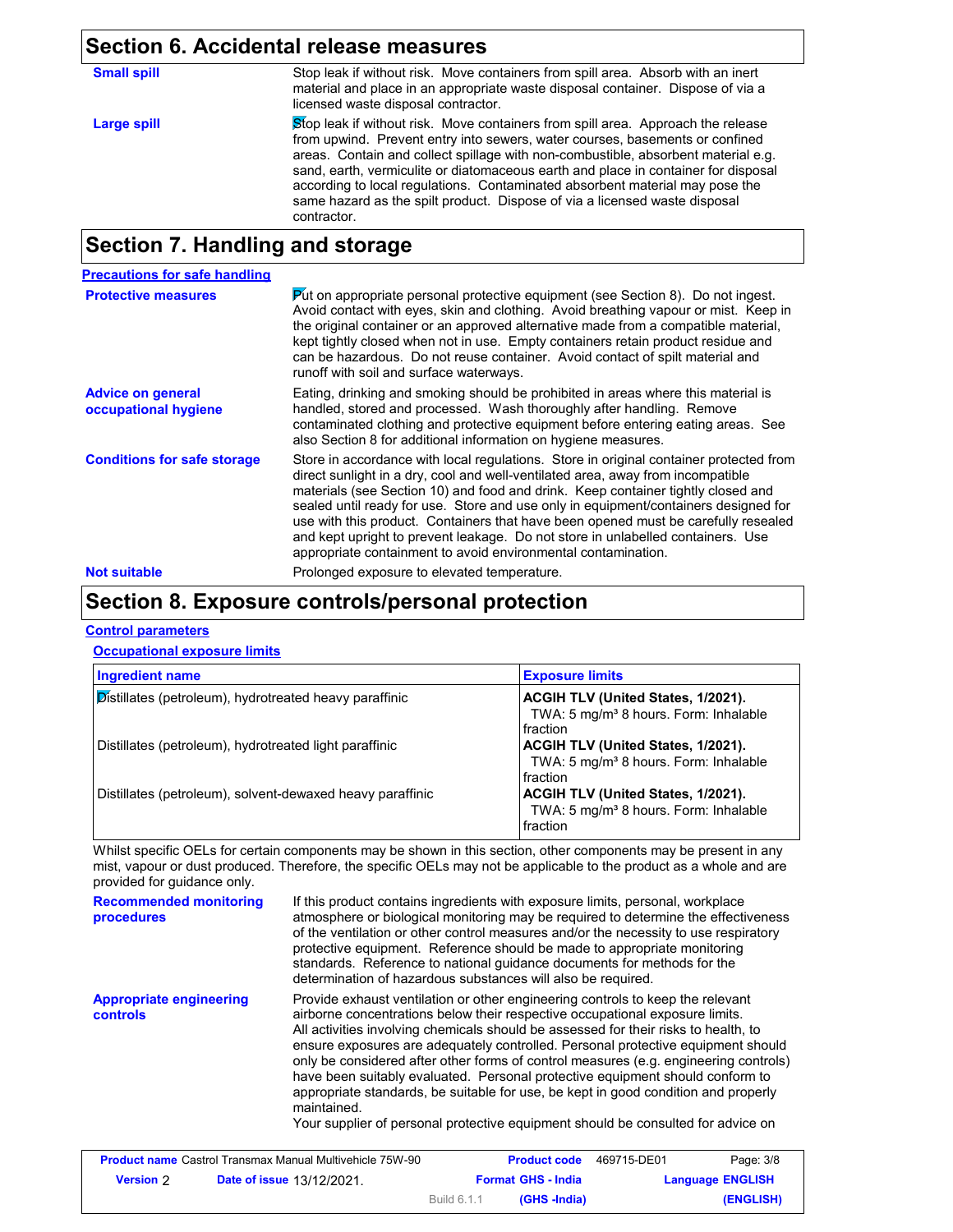## Section 6. Accidental release measures

**Small spill**

Stop leak if without risk. Move containers from spill area. Absorb with an inert material and place in an appropriate waste disposal container. Dispose of via a licensed waste disposal contractor.

**Large spill**

Stop leak if without risk. Move containers from spill area. Approach the release from upwind. Prevent entry into sewers, water courses, basements or confined areas. Contain and collect spillage with non-combustible, absorbent material e.g. sand, earth, vermiculite or diatomaceous earth and place in container for disposal according to local regulations. Contaminated absorbent material may pose the same hazard as the spilt product. Dispose of via a licensed waste disposal contractor.

## Section 7. Handling and storage

### Precautions for safe handling

**Protective measures**

Put on appropriate personal protective equipment (see Section 8). Do not ingest. Avoid contact with eyes, skin and clothing. Avoid breathing vapour or mist. Keep in the original container or an approved alternative made from a compatible material, kept tightly closed when not in use. Empty containers retain product residue and can be hazardous. Do not reuse container. Avoid contact of spilt material and runoff with soil and surface waterways.

**Advice on general occupational hygiene**

Eating, drinking and smoking should be prohibited in areas where this material is handled, stored and processed. Wash thoroughly after handling. Remove contaminated clothing and protective equipment before entering eating areas. See also Section 8 for additional information on hygiene measures.

**Conditions for safe storage**

Store in accordance with local regulations. Store in original container protected from direct sunlight in a dry, cool and well-ventilated area, away from incompatible materials (see Section 10) and food and drink. Keep container tightly closed and sealed until ready for use. Store and use only in equipment/containers designed for use with this product. Containers that have been opened must be carefully resealed and kept upright to prevent leakage. Do not store in unlabelled containers. Use appropriate containment to avoid environmental contamination.

**Not suitable**

Prolonged exposure to elevated temperature.

## Section 8. Exposure controls/personal protection

### Control parameters

#### Occupational exposure limits

| Ingredient name | Exposure limits |
|---|---|
| Distillates (petroleum), hydrotreated heavy paraffinic | **ACGIH TLV (United States, 1/2021).** TWA: 5 mg/m³ 8 hours. Form: Inhalable fraction |
| Distillates (petroleum), hydrotreated light paraffinic | **ACGIH TLV (United States, 1/2021).** TWA: 5 mg/m³ 8 hours. Form: Inhalable fraction |
| Distillates (petroleum), solvent-dewaxed heavy paraffinic | **ACGIH TLV (United States, 1/2021).** TWA: 5 mg/m³ 8 hours. Form: Inhalable fraction |

Whilst specific OELs for certain components may be shown in this section, other components may be present in any mist, vapour or dust produced. Therefore, the specific OELs may not be applicable to the product as a whole and are provided for guidance only.

**Recommended monitoring procedures**

If this product contains ingredients with exposure limits, personal, workplace atmosphere or biological monitoring may be required to determine the effectiveness of the ventilation or other control measures and/or the necessity to use respiratory protective equipment. Reference should be made to appropriate monitoring standards. Reference to national guidance documents for methods for the determination of hazardous substances will also be required.

**Appropriate engineering controls**

Provide exhaust ventilation or other engineering controls to keep the relevant airborne concentrations below their respective occupational exposure limits.
All activities involving chemicals should be assessed for their risks to health, to ensure exposures are adequately controlled. Personal protective equipment should only be considered after other forms of control measures (e.g. engineering controls) have been suitably evaluated. Personal protective equipment should conform to appropriate standards, be suitable for use, be kept in good condition and properly maintained.
Your supplier of personal protective equipment should be consulted for advice on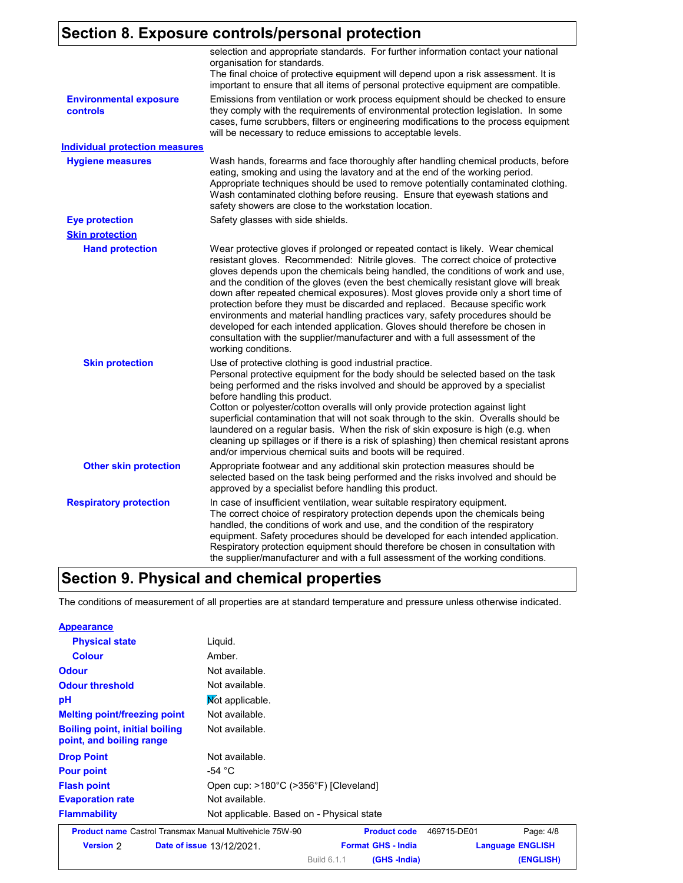## Section 8. Exposure controls/personal protection

| | |
|---|---|
| | selection and appropriate standards. For further information contact your national organisation for standards. The final choice of protective equipment will depend upon a risk assessment. It is important to ensure that all items of personal protective equipment are compatible. |
| **Environmental exposure controls** | Emissions from ventilation or work process equipment should be checked to ensure they comply with the requirements of environmental protection legislation. In some cases, fume scrubbers, filters or engineering modifications to the process equipment will be necessary to reduce emissions to acceptable levels. |

**Individual protection measures**

| | |
|---|---|
| **Hygiene measures** | Wash hands, forearms and face thoroughly after handling chemical products, before eating, smoking and using the lavatory and at the end of the working period. Appropriate techniques should be used to remove potentially contaminated clothing. Wash contaminated clothing before reusing. Ensure that eyewash stations and safety showers are close to the workstation location. |
| **Eye protection** | Safety glasses with side shields. |

**Skin protection**

| | |
|---|---|
| **Hand protection** | Wear protective gloves if prolonged or repeated contact is likely. Wear chemical resistant gloves. Recommended: Nitrile gloves. The correct choice of protective gloves depends upon the chemicals being handled, the conditions of work and use, and the condition of the gloves (even the best chemically resistant glove will break down after repeated chemical exposures). Most gloves provide only a short time of protection before they must be discarded and replaced. Because specific work environments and material handling practices vary, safety procedures should be developed for each intended application. Gloves should therefore be chosen in consultation with the supplier/manufacturer and with a full assessment of the working conditions. |
| **Skin protection** | Use of protective clothing is good industrial practice. Personal protective equipment for the body should be selected based on the task being performed and the risks involved and should be approved by a specialist before handling this product. Cotton or polyester/cotton overalls will only provide protection against light superficial contamination that will not soak through to the skin. Overalls should be laundered on a regular basis. When the risk of skin exposure is high (e.g. when cleaning up spillages or if there is a risk of splashing) then chemical resistant aprons and/or impervious chemical suits and boots will be required. |
| **Other skin protection** | Appropriate footwear and any additional skin protection measures should be selected based on the task being performed and the risks involved and should be approved by a specialist before handling this product. |
| **Respiratory protection** | In case of insufficient ventilation, wear suitable respiratory equipment. The correct choice of respiratory protection depends upon the chemicals being handled, the conditions of work and use, and the condition of the respiratory equipment. Safety procedures should be developed for each intended application. Respiratory protection equipment should therefore be chosen in consultation with the supplier/manufacturer and with a full assessment of the working conditions. |

## Section 9. Physical and chemical properties

The conditions of measurement of all properties are at standard temperature and pressure unless otherwise indicated.

**Appearance**

| | |
|---|---|
| **Physical state** | Liquid. |
| **Colour** | Amber. |
| **Odour** | Not available. |
| **Odour threshold** | Not available. |
| **pH** | Not applicable. |
| **Melting point/freezing point** | Not available. |
| **Boiling point, initial boiling point, and boiling range** | Not available. |
| **Drop Point** | Not available. |
| **Pour point** | -54 °C |
| **Flash point** | Open cup: >180°C (>356°F) [Cleveland] |
| **Evaporation rate** | Not available. |
| **Flammability** | Not applicable. Based on - Physical state |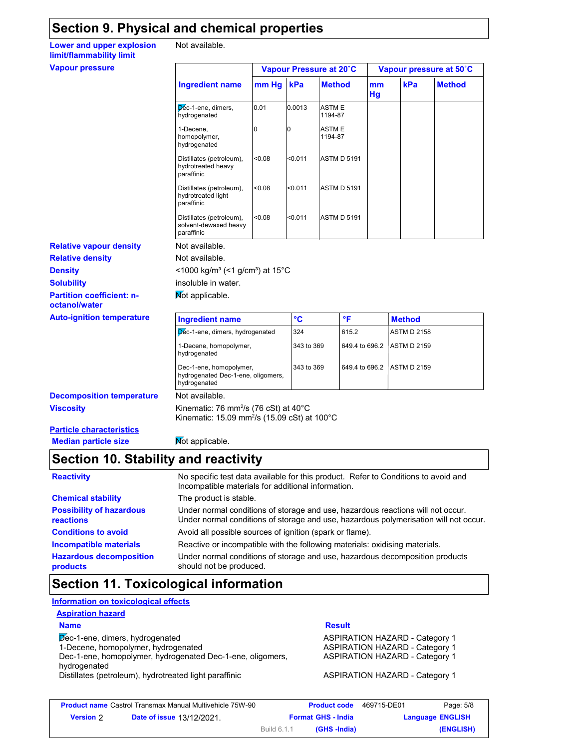## Section 9. Physical and chemical properties

**Lower and upper explosion limit/flammability limit**: Not available.

**Vapour pressure**

| Ingredient name | Vapour Pressure at 20˚C | | | Vapour pressure at 50˚C | | |
|---|---|---|---|---|---|---|
| | mm Hg | kPa | Method | mm Hg | kPa | Method |
| Dec-1-ene, dimers, hydrogenated | 0.01 | 0.0013 | ASTM E 1194-87 | | | |
| 1-Decene, homopolymer, hydrogenated | 0 | 0 | ASTM E 1194-87 | | | |
| Distillates (petroleum), hydrotreated heavy paraffinic | <0.08 | <0.011 | ASTM D 5191 | | | |
| Distillates (petroleum), hydrotreated light paraffinic | <0.08 | <0.011 | ASTM D 5191 | | | |
| Distillates (petroleum), solvent-dewaxed heavy paraffinic | <0.08 | <0.011 | ASTM D 5191 | | | |

**Relative vapour density**: Not available.

**Relative density**: Not available.

**Density**: <1000 kg/m³ (<1 g/cm³) at 15°C

**Solubility**: insoluble in water.

**Partition coefficient: n-octanol/water**: Not applicable.

**Auto-ignition temperature**

| Ingredient name | °C | °F | Method |
|---|---|---|---|
| Dec-1-ene, dimers, hydrogenated | 324 | 615.2 | ASTM D 2158 |
| 1-Decene, homopolymer, hydrogenated | 343 to 369 | 649.4 to 696.2 | ASTM D 2159 |
| Dec-1-ene, homopolymer, hydrogenated Dec-1-ene, oligomers, hydrogenated | 343 to 369 | 649.4 to 696.2 | ASTM D 2159 |

**Decomposition temperature**: Not available.

**Viscosity**: Kinematic: 76 mm²/s (76 cSt) at 40°C
Kinematic: 15.09 mm²/s (15.09 cSt) at 100°C

**Particle characteristics**

**Median particle size**: Not applicable.

## Section 10. Stability and reactivity

**Reactivity**: No specific test data available for this product. Refer to Conditions to avoid and Incompatible materials for additional information.

**Chemical stability**: The product is stable.

**Possibility of hazardous reactions**: Under normal conditions of storage and use, hazardous reactions will not occur. Under normal conditions of storage and use, hazardous polymerisation will not occur.

**Conditions to avoid**: Avoid all possible sources of ignition (spark or flame).

**Incompatible materials**: Reactive or incompatible with the following materials: oxidising materials.

**Hazardous decomposition products**: Under normal conditions of storage and use, hazardous decomposition products should not be produced.

## Section 11. Toxicological information

**Information on toxicological effects**

**Aspiration hazard**

| Name | Result |
|---|---|
| Dec-1-ene, dimers, hydrogenated | ASPIRATION HAZARD - Category 1 |
| 1-Decene, homopolymer, hydrogenated | ASPIRATION HAZARD - Category 1 |
| Dec-1-ene, homopolymer, hydrogenated Dec-1-ene, oligomers, hydrogenated | ASPIRATION HAZARD - Category 1 |
| Distillates (petroleum), hydrotreated light paraffinic | ASPIRATION HAZARD - Category 1 |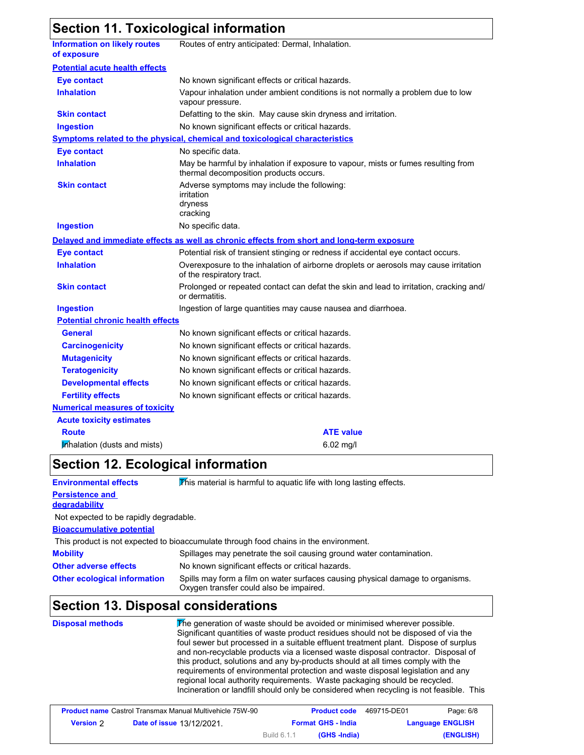## Section 11. Toxicological information

**Information on likely routes of exposure**: Routes of entry anticipated: Dermal, Inhalation.

**Potential acute health effects**

| | |
|---|---|
| **Eye contact** | No known significant effects or critical hazards. |
| **Inhalation** | Vapour inhalation under ambient conditions is not normally a problem due to low vapour pressure. |
| **Skin contact** | Defatting to the skin. May cause skin dryness and irritation. |
| **Ingestion** | No known significant effects or critical hazards. |

**Symptoms related to the physical, chemical and toxicological characteristics**

| | |
|---|---|
| **Eye contact** | No specific data. |
| **Inhalation** | May be harmful by inhalation if exposure to vapour, mists or fumes resulting from thermal decomposition products occurs. |
| **Skin contact** | Adverse symptoms may include the following: irritation dryness cracking |
| **Ingestion** | No specific data. |

**Delayed and immediate effects as well as chronic effects from short and long-term exposure**

| | |
|---|---|
| **Eye contact** | Potential risk of transient stinging or redness if accidental eye contact occurs. |
| **Inhalation** | Overexposure to the inhalation of airborne droplets or aerosols may cause irritation of the respiratory tract. |
| **Skin contact** | Prolonged or repeated contact can defat the skin and lead to irritation, cracking and/or dermatitis. |
| **Ingestion** | Ingestion of large quantities may cause nausea and diarrhoea. |

**Potential chronic health effects**

| | |
|---|---|
| **General** | No known significant effects or critical hazards. |
| **Carcinogenicity** | No known significant effects or critical hazards. |
| **Mutagenicity** | No known significant effects or critical hazards. |
| **Teratogenicity** | No known significant effects or critical hazards. |
| **Developmental effects** | No known significant effects or critical hazards. |
| **Fertility effects** | No known significant effects or critical hazards. |

**Numerical measures of toxicity**

**Acute toxicity estimates**

| Route | ATE value |
|---|---|
| Inhalation (dusts and mists) | 6.02 mg/l |

## Section 12. Ecological information

**Environmental effects**: This material is harmful to aquatic life with long lasting effects.

**Persistence and degradability**

Not expected to be rapidly degradable.

**Bioaccumulative potential**

This product is not expected to bioaccumulate through food chains in the environment.

| | |
|---|---|
| **Mobility** | Spillages may penetrate the soil causing ground water contamination. |
| **Other adverse effects** | No known significant effects or critical hazards. |
| **Other ecological information** | Spills may form a film on water surfaces causing physical damage to organisms. Oxygen transfer could also be impaired. |

## Section 13. Disposal considerations

**Disposal methods**: The generation of waste should be avoided or minimised wherever possible. Significant quantities of waste product residues should not be disposed of via the foul sewer but processed in a suitable effluent treatment plant. Dispose of surplus and non-recyclable products via a licensed waste disposal contractor. Disposal of this product, solutions and any by-products should at all times comply with the requirements of environmental protection and waste disposal legislation and any regional local authority requirements. Waste packaging should be recycled. Incineration or landfill should only be considered when recycling is not feasible. This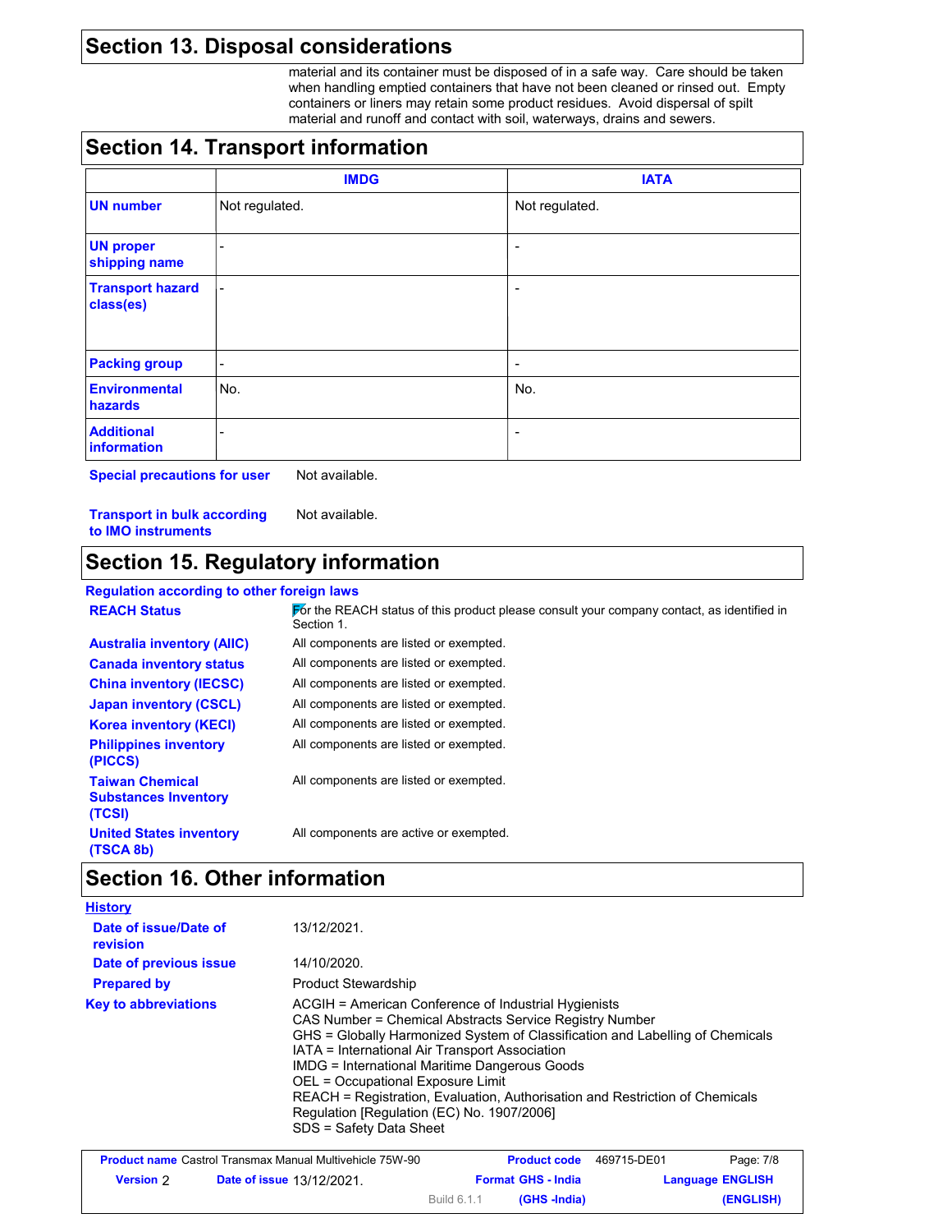## Section 13. Disposal considerations

material and its container must be disposed of in a safe way. Care should be taken when handling emptied containers that have not been cleaned or rinsed out. Empty containers or liners may retain some product residues. Avoid dispersal of spilt material and runoff and contact with soil, waterways, drains and sewers.

## Section 14. Transport information

| | IMDG | IATA |
|---|---|---|
| **UN number** | Not regulated. | Not regulated. |
| **UN proper shipping name** | - | - |
| **Transport hazard class(es)** | - | - |
| **Packing group** | - | - |
| **Environmental hazards** | No. | No. |
| **Additional information** | - | - |

**Special precautions for user** Not available.

**Transport in bulk according to IMO instruments** Not available.

## Section 15. Regulatory information

**Regulation according to other foreign laws**

| | |
|---|---|
| **REACH Status** | For the REACH status of this product please consult your company contact, as identified in Section 1. |
| **Australia inventory (AIIC)** | All components are listed or exempted. |
| **Canada inventory status** | All components are listed or exempted. |
| **China inventory (IECSC)** | All components are listed or exempted. |
| **Japan inventory (CSCL)** | All components are listed or exempted. |
| **Korea inventory (KECI)** | All components are listed or exempted. |
| **Philippines inventory (PICCS)** | All components are listed or exempted. |
| **Taiwan Chemical Substances Inventory (TCSI)** | All components are listed or exempted. |
| **United States inventory (TSCA 8b)** | All components are active or exempted. |

## Section 16. Other information

**History**

| | |
|---|---|
| **Date of issue/Date of revision** | 13/12/2021. |
| **Date of previous issue** | 14/10/2020. |
| **Prepared by** | Product Stewardship |

**Key to abbreviations**

ACGIH = American Conference of Industrial Hygienists
CAS Number = Chemical Abstracts Service Registry Number
GHS = Globally Harmonized System of Classification and Labelling of Chemicals
IATA = International Air Transport Association
IMDG = International Maritime Dangerous Goods
OEL = Occupational Exposure Limit
REACH = Registration, Evaluation, Authorisation and Restriction of Chemicals Regulation [Regulation (EC) No. 1907/2006]
SDS = Safety Data Sheet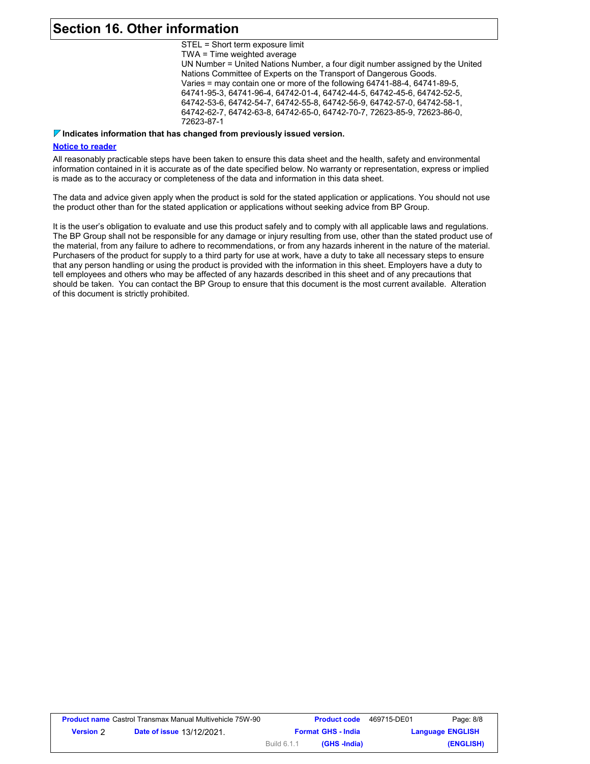## Section 16. Other information

STEL = Short term exposure limit
TWA = Time weighted average
UN Number = United Nations Number, a four digit number assigned by the United Nations Committee of Experts on the Transport of Dangerous Goods.
Varies = may contain one or more of the following 64741-88-4, 64741-89-5, 64741-95-3, 64741-96-4, 64742-01-4, 64742-44-5, 64742-45-6, 64742-52-5, 64742-53-6, 64742-54-7, 64742-55-8, 64742-56-9, 64742-57-0, 64742-58-1, 64742-62-7, 64742-63-8, 64742-65-0, 64742-70-7, 72623-85-9, 72623-86-0, 72623-87-1

**Indicates information that has changed from previously issued version.**

**Notice to reader**

All reasonably practicable steps have been taken to ensure this data sheet and the health, safety and environmental information contained in it is accurate as of the date specified below. No warranty or representation, express or implied is made as to the accuracy or completeness of the data and information in this data sheet.

The data and advice given apply when the product is sold for the stated application or applications. You should not use the product other than for the stated application or applications without seeking advice from BP Group.

It is the user's obligation to evaluate and use this product safely and to comply with all applicable laws and regulations. The BP Group shall not be responsible for any damage or injury resulting from use, other than the stated product use of the material, from any failure to adhere to recommendations, or from any hazards inherent in the nature of the material. Purchasers of the product for supply to a third party for use at work, have a duty to take all necessary steps to ensure that any person handling or using the product is provided with the information in this sheet. Employers have a duty to tell employees and others who may be affected of any hazards described in this sheet and of any precautions that should be taken. You can contact the BP Group to ensure that this document is the most current available. Alteration of this document is strictly prohibited.